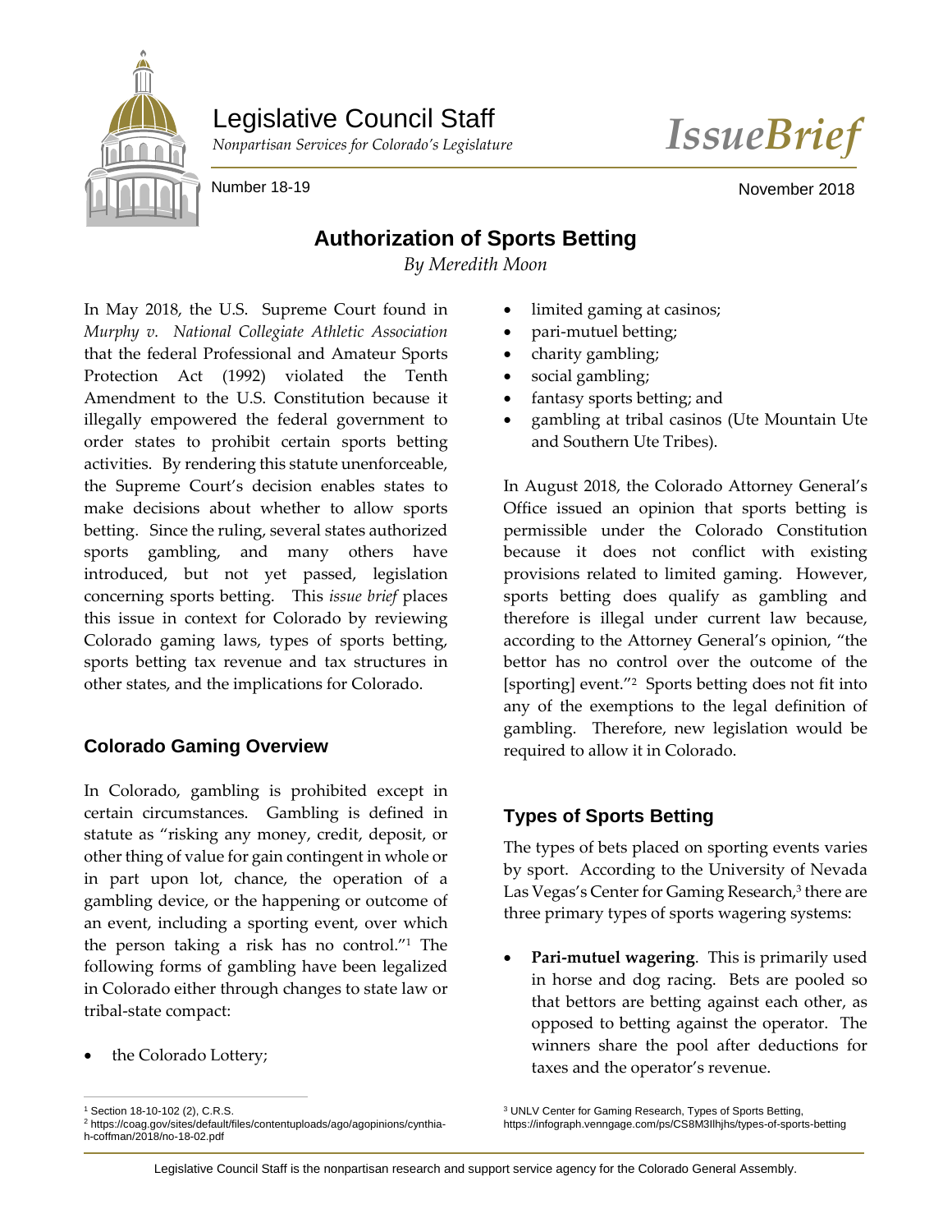Legislative Council Staff

*Nonpartisan Services for Colorado's Legislature*

*IssueBrief*

Number 18-19

November 2018

# Authorization of Sports Betting

*By Meredith Moon*

In May 2018, the U.S. Supreme Court found in *Murphy v. National Collegiate Athletic Association* that the federal Professional and Amateur Sports Protection Act (1992) violated the Tenth Amendment to the U.S. Constitution because it illegally empowered the federal government to order states to prohibit certain sports betting activities. By rendering this statute unenforceable, the Supreme Court's decision enables states to make decisions about whether to allow sports betting. Since the ruling, several states authorized sports gambling, and many others have introduced, but not yet passed, legislation concerning sports betting. This *issue brief* places this issue in context for Colorado by reviewing Colorado gaming laws, types of sports betting, sports betting tax revenue and tax structures in other states, and the implications for Colorado.

## Colorado Gaming Overview

In Colorado, gambling is prohibited except in certain circumstances. Gambling is defined in statute as "risking any money, credit, deposit, or other thing of value for gain contingent in whole or in part upon lot, chance, the operation of a gambling device, or the happening or outcome of an event, including a sporting event, over which the person taking a risk has no control."[1] The following forms of gambling have been legalized in Colorado either through changes to state law or tribal-state compact:

- the Colorado Lottery;
- limited gaming at casinos;
- pari-mutuel betting;
- charity gambling;
- social gambling;
- fantasy sports betting; and
- gambling at tribal casinos (Ute Mountain Ute and Southern Ute Tribes).

In August 2018, the Colorado Attorney General's Office issued an opinion that sports betting is permissible under the Colorado Constitution because it does not conflict with existing provisions related to limited gaming. However, sports betting does qualify as gambling and therefore is illegal under current law because, according to the Attorney General's opinion, "the bettor has no control over the outcome of the [sporting] event."[2] Sports betting does not fit into any of the exemptions to the legal definition of gambling. Therefore, new legislation would be required to allow it in Colorado.

## Types of Sports Betting

The types of bets placed on sporting events varies by sport. According to the University of Nevada Las Vegas's Center for Gaming Research,[3] there are three primary types of sports wagering systems:

- **Pari-mutuel wagering**. This is primarily used in horse and dog racing. Bets are pooled so that bettors are betting against each other, as opposed to betting against the operator. The winners share the pool after deductions for taxes and the operator's revenue.

---

[1] Section 18-10-102 (2), C.R.S.

[2] https://coag.gov/sites/default/files/contentuploads/ago/agopinions/cynthia-h-coffman/2018/no-18-02.pdf

[3] UNLV Center for Gaming Research, Types of Sports Betting, https://infograph.venngage.com/ps/CS8M3Ilhjhs/types-of-sports-betting

Legislative Council Staff is the nonpartisan research and support service agency for the Colorado General Assembly.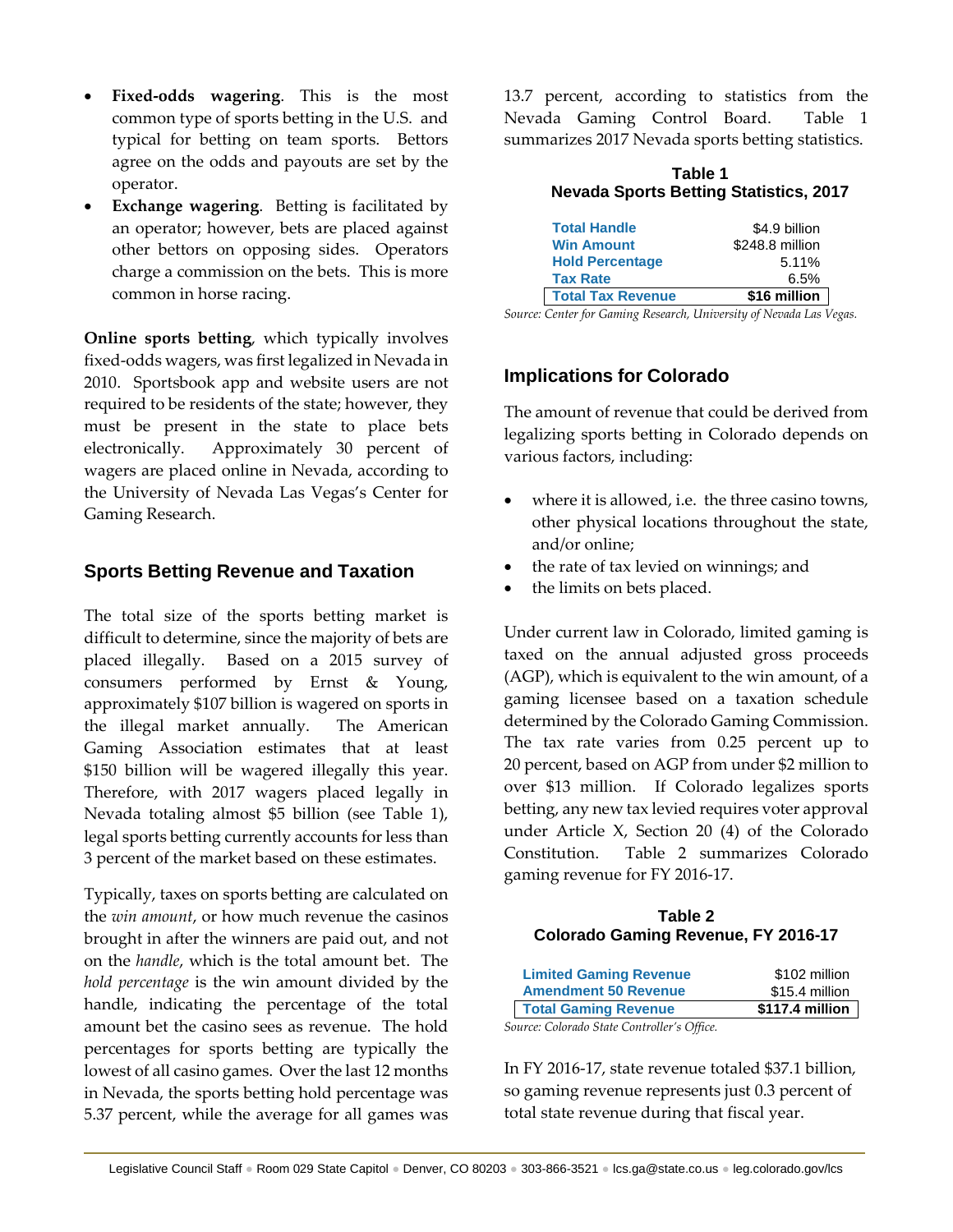- **Fixed-odds wagering**. This is the most common type of sports betting in the U.S. and typical for betting on team sports. Bettors agree on the odds and payouts are set by the operator.
- **Exchange wagering**. Betting is facilitated by an operator; however, bets are placed against other bettors on opposing sides. Operators charge a commission on the bets. This is more common in horse racing.

**Online sports betting**, which typically involves fixed-odds wagers, was first legalized in Nevada in 2010. Sportsbook app and website users are not required to be residents of the state; however, they must be present in the state to place bets electronically. Approximately 30 percent of wagers are placed online in Nevada, according to the University of Nevada Las Vegas's Center for Gaming Research.

## Sports Betting Revenue and Taxation

The total size of the sports betting market is difficult to determine, since the majority of bets are placed illegally. Based on a 2015 survey of consumers performed by Ernst & Young, approximately $107 billion is wagered on sports in the illegal market annually. The American Gaming Association estimates that at least $150 billion will be wagered illegally this year. Therefore, with 2017 wagers placed legally in Nevada totaling almost $5 billion (see Table 1), legal sports betting currently accounts for less than 3 percent of the market based on these estimates.

Typically, taxes on sports betting are calculated on the *win amount*, or how much revenue the casinos brought in after the winners are paid out, and not on the *handle*, which is the total amount bet. The *hold percentage* is the win amount divided by the handle, indicating the percentage of the total amount bet the casino sees as revenue. The hold percentages for sports betting are typically the lowest of all casino games. Over the last 12 months in Nevada, the sports betting hold percentage was 5.37 percent, while the average for all games was 13.7 percent, according to statistics from the Nevada Gaming Control Board. Table 1 summarizes 2017 Nevada sports betting statistics.

**Table 1**
**Nevada Sports Betting Statistics, 2017**

| | |
|---|---|
| Total Handle | $4.9 billion |
| Win Amount | $248.8 million |
| Hold Percentage | 5.11% |
| Tax Rate | 6.5% |
| **Total Tax Revenue** | **$16 million** |

*Source: Center for Gaming Research, University of Nevada Las Vegas.*

## Implications for Colorado

The amount of revenue that could be derived from legalizing sports betting in Colorado depends on various factors, including:

- where it is allowed, i.e. the three casino towns, other physical locations throughout the state, and/or online;
- the rate of tax levied on winnings; and
- the limits on bets placed.

Under current law in Colorado, limited gaming is taxed on the annual adjusted gross proceeds (AGP), which is equivalent to the win amount, of a gaming licensee based on a taxation schedule determined by the Colorado Gaming Commission. The tax rate varies from 0.25 percent up to 20 percent, based on AGP from under $2 million to over $13 million. If Colorado legalizes sports betting, any new tax levied requires voter approval under Article X, Section 20 (4) of the Colorado Constitution. Table 2 summarizes Colorado gaming revenue for FY 2016-17.

**Table 2**
**Colorado Gaming Revenue, FY 2016-17**

| | |
|---|---|
| Limited Gaming Revenue | $102 million |
| Amendment 50 Revenue | $15.4 million |
| **Total Gaming Revenue** | **$117.4 million** |

*Source: Colorado State Controller's Office.*

In FY 2016-17, state revenue totaled $37.1 billion, so gaming revenue represents just 0.3 percent of total state revenue during that fiscal year.